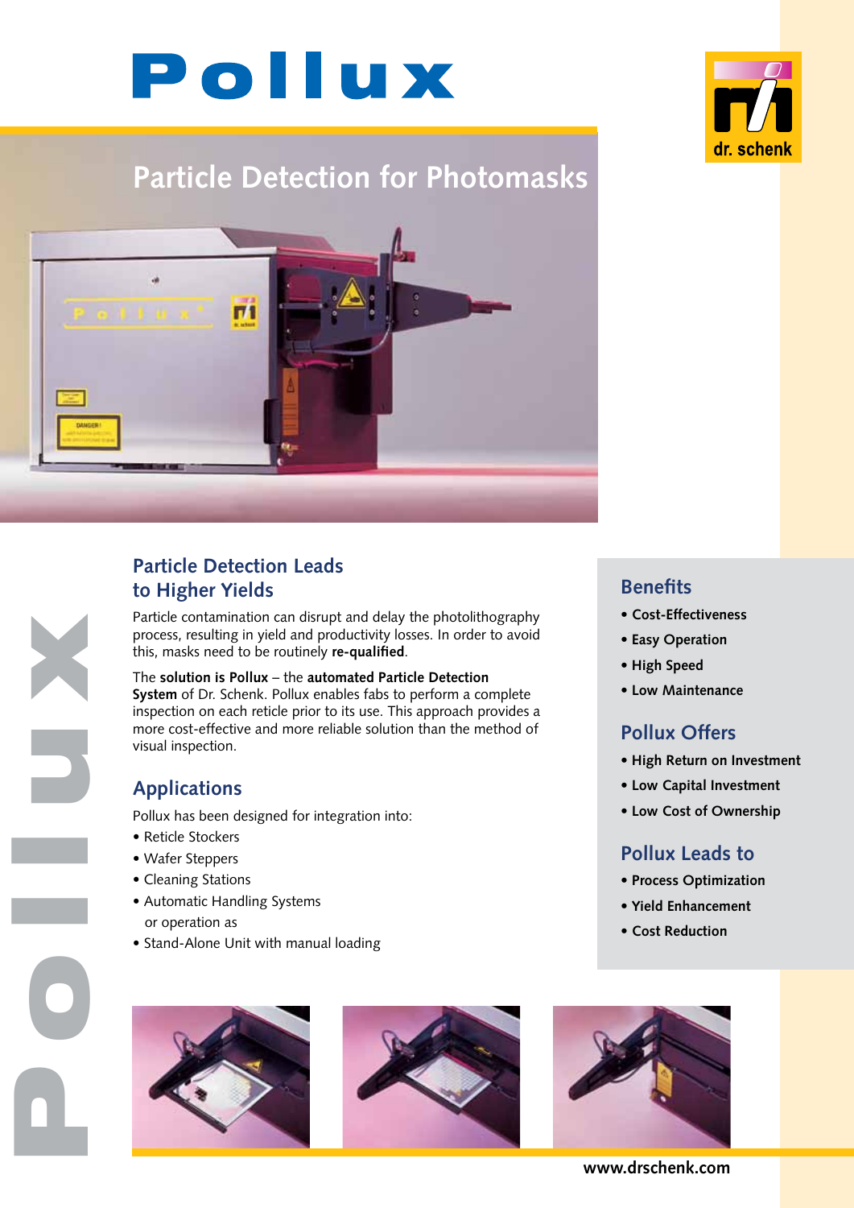# Pollux

## Particle Detection for Photomasks

## Particle Detection Leads to Higher Yields

Particle contamination can disrupt and delay the photolithography process, resulting in yield and productivity losses. In order to avoid this, masks need to be routinely **re-qualified**.

The **solution is Pollux** – the **automated Particle Detection System** of Dr. Schenk. Pollux enables fabs to perform a complete inspection on each reticle prior to its use. This approach provides a more cost-effective and more reliable solution than the method of visual inspection.

## Applications

Pollux has been designed for integration into:

- Reticle Stockers
- Wafer Steppers
- Cleaning Stations
- Automatic Handling Systems

  or operation as
- Stand-Alone Unit with manual loading

## Benefits

- **Cost-Effectiveness**
- **Easy Operation**
- **High Speed**
- **Low Maintenance**

## Pollux Offers

- **High Return on Investment**
- **Low Capital Investment**
- **Low Cost of Ownership**

## Pollux Leads to

- **Process Optimization**
- **Yield Enhancement**
- **Cost Reduction**

**www.drschenk.com**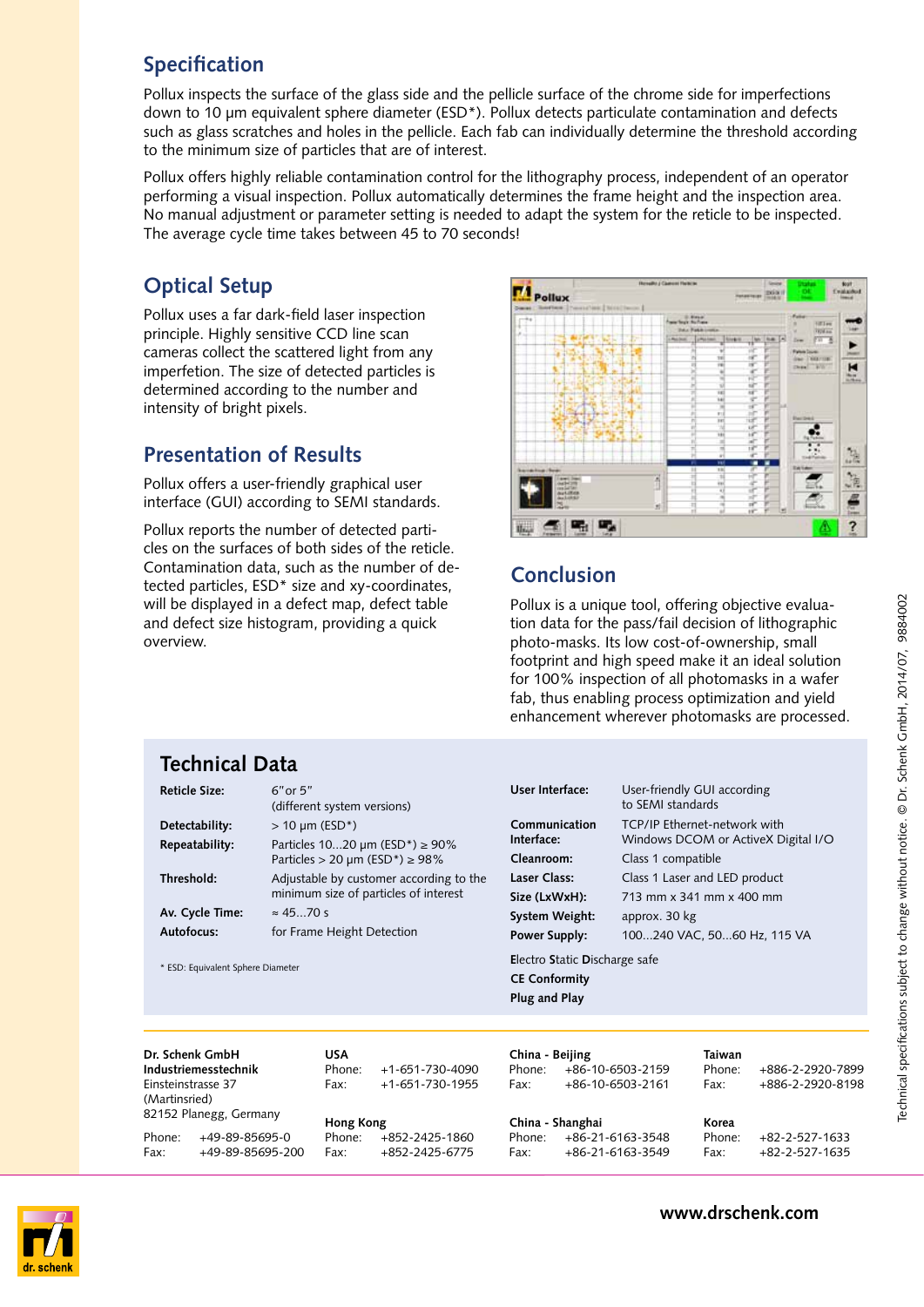## Specification

Pollux inspects the surface of the glass side and the pellicle surface of the chrome side for imperfections down to 10 µm equivalent sphere diameter (ESD*). Pollux detects particulate contamination and defects such as glass scratches and holes in the pellicle. Each fab can individually determine the threshold according to the minimum size of particles that are of interest.

Pollux offers highly reliable contamination control for the lithography process, independent of an operator performing a visual inspection. Pollux automatically determines the frame height and the inspection area. No manual adjustment or parameter setting is needed to adapt the system for the reticle to be inspected. The average cycle time takes between 45 to 70 seconds!

## Optical Setup

Pollux uses a far dark-field laser inspection principle. Highly sensitive CCD line scan cameras collect the scattered light from any imperfection. The size of detected particles is determined according to the number and intensity of bright pixels.

## Presentation of Results

Pollux offers a user-friendly graphical user interface (GUI) according to SEMI standards.

Pollux reports the number of detected particles on the surfaces of both sides of the reticle. Contamination data, such as the number of detected particles, ESD* size and xy-coordinates, will be displayed in a defect map, defect table and defect size histogram, providing a quick overview.

## Conclusion

Pollux is a unique tool, offering objective evaluation data for the pass/fail decision of lithographic photo-masks. Its low cost-of-ownership, small footprint and high speed make it an ideal solution for 100% inspection of all photomasks in a wafer fab, thus enabling process optimization and yield enhancement wherever photomasks are processed.

## Technical Data

| | |
|---|---|
| **Reticle Size:** | 6" or 5" (different system versions) |
| **Detectability:** | > 10 µm (ESD*) |
| **Repeatability:** | Particles 10...20 µm (ESD*) ≥ 90%<br>Particles > 20 µm (ESD*) ≥ 98% |
| **Threshold:** | Adjustable by customer according to the minimum size of particles of interest |
| **Av. Cycle Time:** | ≈ 45...70 s |
| **Autofocus:** | for Frame Height Detection |
| **User Interface:** | User-friendly GUI according to SEMI standards |
| **Communication Interface:** | TCP/IP Ethernet-network with Windows DCOM or ActiveX Digital I/O |
| **Cleanroom:** | Class 1 compatible |
| **Laser Class:** | Class 1 Laser and LED product |
| **Size (LxWxH):** | 713 mm x 341 mm x 400 mm |
| **System Weight:** | approx. 30 kg |
| **Power Supply:** | 100...240 VAC, 50...60 Hz, 115 VA |

* ESD: Equivalent Sphere Diameter

**E**lectro **S**tatic **D**ischarge safe

**CE Conformity**

**Plug and Play**

**Dr. Schenk GmbH**
**Industriemesstechnik**
Einsteinstrasse 37
(Martinsried)
82152 Planegg, Germany
Phone: +49-89-85695-0
Fax: +49-89-85695-200

**USA**
Phone: +1-651-730-4090
Fax: +1-651-730-1955

**Hong Kong**
Phone: +852-2425-1860
Fax: +852-2425-6775

**China - Beijing**
Phone: +86-10-6503-2159
Fax: +86-10-6503-2161

**China - Shanghai**
Phone: +86-21-6163-3548
Fax: +86-21-6163-3549

**Taiwan**
Phone: +886-2-2920-7899
Fax: +886-2-2920-8198

**Korea**
Phone: +82-2-527-1633
Fax: +82-2-527-1635

**www.drschenk.com**

dr. schenk

Technical specifications subject to change without notice. © Dr. Schenk GmbH, 2014/07, 9884002